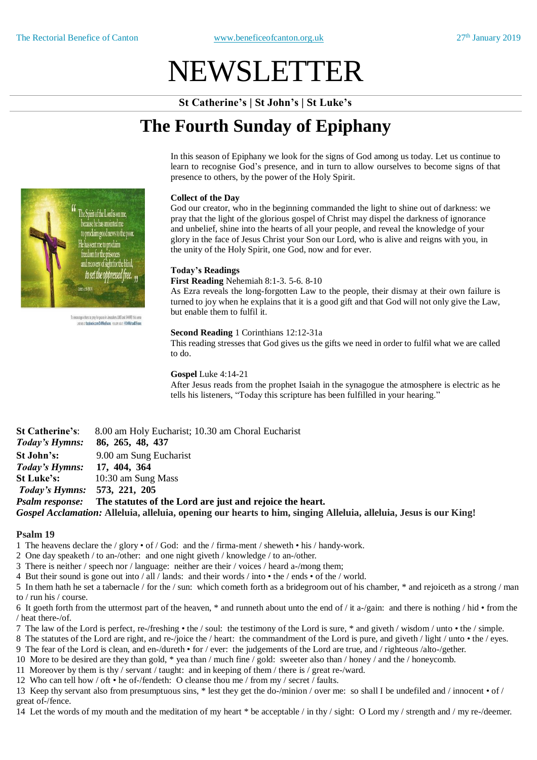# NEWSLETTER

**St Catherine's | St John's | St Luke's**

## The Fourth Sunday of Epiphany

In this season of Epiphany we look for the signs of God among us today. Let us continue to learn to recognise God's presence, and in turn to allow ourselves to become signs of that presence to others, by the power of the Holy Spirit.

**Collect of the Day**

God our creator, who in the beginning commanded the light to shine out of darkness: we pray that the light of the glorious gospel of Christ may dispel the darkness of ignorance and unbelief, shine into the hearts of all your people, and reveal the knowledge of your glory in the face of Jesus Christ your Son our Lord, who is alive and reigns with you, in the unity of the Holy Spirit, one God, now and for ever.

**Today's Readings**

**First Reading** Nehemiah 8:1-3. 5-6. 8-10

As Ezra reveals the long-forgotten Law to the people, their dismay at their own failure is turned to joy when he explains that it is a good gift and that God will not only give the Law, but enable them to fulfil it.

**Second Reading** 1 Corinthians 12:12-31a

This reading stresses that God gives us the gifts we need in order to fulfil what we are called to do.

**Gospel** Luke 4:14-21

After Jesus reads from the prophet Isaiah in the synagogue the atmosphere is electric as he tells his listeners, "Today this scripture has been fulfilled in your hearing."

**St Catherine's**: 8.00 am Holy Eucharist; 10.30 am Choral Eucharist
***Today's Hymns:*** **86, 265, 48, 437**
**St John's:** 9.00 am Sung Eucharist
***Today's Hymns:*** **17, 404, 364**
**St Luke's:** 10:30 am Sung Mass
***Today's Hymns:*** **573, 221, 205**
***Psalm response:*** **The statutes of the Lord are just and rejoice the heart.**
***Gospel Acclamation:*** **Alleluia, alleluia, opening our hearts to him, singing Alleluia, alleluia, Jesus is our King!**

### Psalm 19

1 The heavens declare the / glory • of / God: and the / firma-ment / sheweth • his / handy-work.
2 One day speaketh / to an-/other: and one night giveth / knowledge / to an-/other.
3 There is neither / speech nor / language: neither are their / voices / heard a-/mong them;
4 But their sound is gone out into / all / lands: and their words / into • the / ends • of the / world.
5 In them hath he set a tabernacle / for the / sun: which cometh forth as a bridegroom out of his chamber, * and rejoiceth as a strong / man to / run his / course.
6 It goeth forth from the uttermost part of the heaven, * and runneth about unto the end of / it a-/gain: and there is nothing / hid • from the / heat there-/of.
7 The law of the Lord is perfect, re-/freshing • the / soul: the testimony of the Lord is sure, * and giveth / wisdom / unto • the / simple.
8 The statutes of the Lord are right, and re-/joice the / heart: the commandment of the Lord is pure, and giveth / light / unto • the / eyes.
9 The fear of the Lord is clean, and en-/dureth • for / ever: the judgements of the Lord are true, and / righteous /alto-/gether.
10 More to be desired are they than gold, * yea than / much fine / gold: sweeter also than / honey / and the / honeycomb.
11 Moreover by them is thy / servant / taught: and in keeping of them / there is / great re-/ward.
12 Who can tell how / oft • he of-/fendeth: O cleanse thou me / from my / secret / faults.
13 Keep thy servant also from presumptuous sins, * lest they get the do-/minion / over me: so shall I be undefiled and / innocent • of / great of-/fence.
14 Let the words of my mouth and the meditation of my heart * be acceptable / in thy / sight: O Lord my / strength and / my re-/deemer.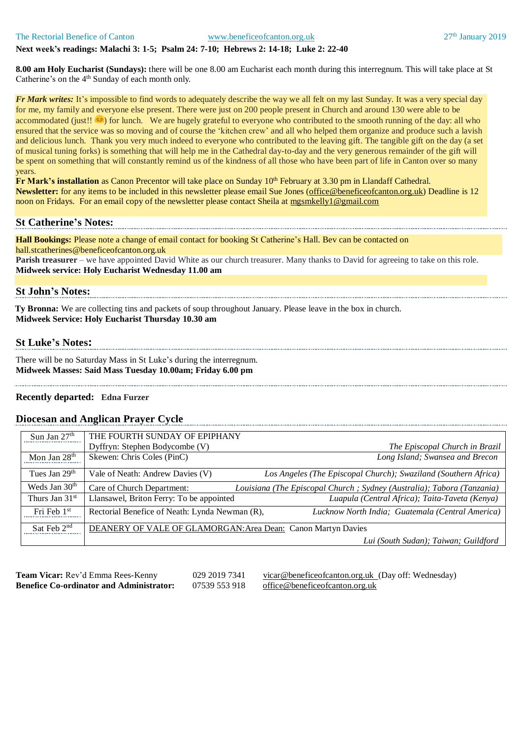**Next week's readings: Malachi 3: 1-5; Psalm 24: 7-10; Hebrews 2: 14-18; Luke 2: 22-40**

**8.00 am Holy Eucharist (Sundays):** there will be one 8.00 am Eucharist each month during this interregnum. This will take place at St Catherine's on the 4th Sunday of each month only.

***Fr Mark writes:*** It's impossible to find words to adequately describe the way we all felt on my last Sunday. It was a very special day for me, my family and everyone else present. There were just on 200 people present in Church and around 130 were able to be accommodated (just!! 😊) for lunch. We are hugely grateful to everyone who contributed to the smooth running of the day: all who ensured that the service was so moving and of course the 'kitchen crew' and all who helped them organize and produce such a lavish and delicious lunch. Thank you very much indeed to everyone who contributed to the leaving gift. The tangible gift on the day (a set of musical tuning forks) is something that will help me in the Cathedral day-to-day and the very generous remainder of the gift will be spent on something that will constantly remind us of the kindness of all those who have been part of life in Canton over so many years.

**Fr Mark's installation** as Canon Precentor will take place on Sunday 10th February at 3.30 pm in Llandaff Cathedral.

**Newsletter:** for any items to be included in this newsletter please email Sue Jones (office@beneficeofcanton.org.uk) Deadline is 12 noon on Fridays. For an email copy of the newsletter please contact Sheila at mgsmkelly1@gmail.com

## St Catherine's Notes:

**Hall Bookings:** Please note a change of email contact for booking St Catherine's Hall. Bev can be contacted on hall.stcatherines@beneficeofcanton.org.uk

**Parish treasurer** – we have appointed David White as our church treasurer. Many thanks to David for agreeing to take on this role.

**Midweek service: Holy Eucharist Wednesday 11.00 am**

## St John's Notes:

**Ty Bronna:** We are collecting tins and packets of soup throughout January. Please leave in the box in church.

**Midweek Service: Holy Eucharist Thursday 10.30 am**

## St Luke's Notes:

There will be no Saturday Mass in St Luke's during the interregnum.

**Midweek Masses: Said Mass Tuesday 10.00am; Friday 6.00 pm**

**Recently departed: Edna Furzer**

## Diocesan and Anglican Prayer Cycle

| | | |
|---|---|---|
| Sun Jan 27th | THE FOURTH SUNDAY OF EPIPHANY<br>Dyffryn: Stephen Bodycombe (V) | *The Episcopal Church in Brazil* |
| Mon Jan 28th | Skewen: Chris Coles (PinC) | *Long Island; Swansea and Brecon* |
| Tues Jan 29th | Vale of Neath: Andrew Davies (V) | *Los Angeles (The Episcopal Church); Swaziland (Southern Africa)* |
| Weds Jan 30th | Care of Church Department: | *Louisiana (The Episcopal Church ; Sydney (Australia); Tabora (Tanzania)* |
| Thurs Jan 31st | Llansawel, Briton Ferry: To be appointed | *Luapula (Central Africa); Taita-Taveta (Kenya)* |
| Fri Feb 1st | Rectorial Benefice of Neath: Lynda Newman (R), | *Lucknow North India; Guatemala (Central America)* |
| Sat Feb 2nd | DEANERY OF VALE OF GLAMORGAN: Area Dean: Canon Martyn Davies | *Lui (South Sudan); Taiwan; Guildford* |

**Team Vicar:** Rev'd Emma Rees-Kenny 029 2019 7341 vicar@beneficeofcanton.org.uk (Day off: Wednesday)

**Benefice Co-ordinator and Administrator:** 07539 553 918 office@beneficeofcanton.org.uk